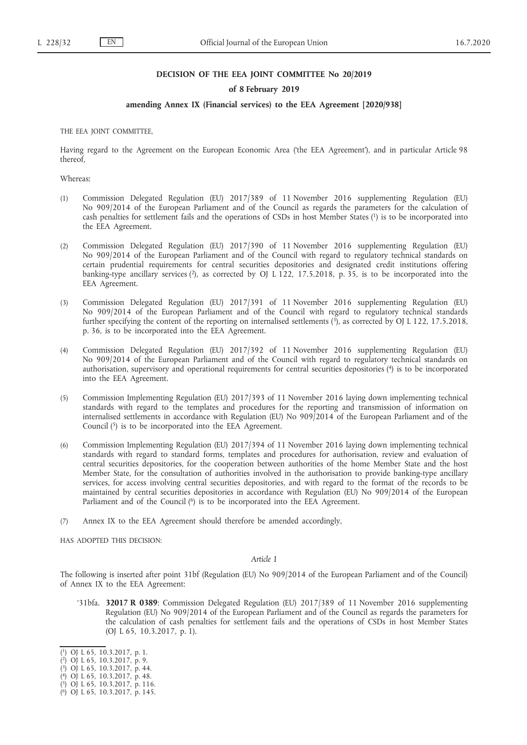**DECISION OF THE EEA JOINT COMMITTEE No 20/2019**

**of 8 February 2019**

**amending Annex IX (Financial services) to the EEA Agreement [2020/938]**

THE EEA JOINT COMMITTEE,

Having regard to the Agreement on the European Economic Area ('the EEA Agreement'), and in particular Article 98 thereof,

Whereas:

(1) Commission Delegated Regulation (EU) 2017/389 of 11 November 2016 supplementing Regulation (EU) No 909/2014 of the European Parliament and of the Council as regards the parameters for the calculation of cash penalties for settlement fails and the operations of CSDs in host Member States [1] is to be incorporated into the EEA Agreement.

(2) Commission Delegated Regulation (EU) 2017/390 of 11 November 2016 supplementing Regulation (EU) No 909/2014 of the European Parliament and of the Council with regard to regulatory technical standards on certain prudential requirements for central securities depositories and designated credit institutions offering banking-type ancillary services [2], as corrected by OJ L 122, 17.5.2018, p. 35, is to be incorporated into the EEA Agreement.

(3) Commission Delegated Regulation (EU) 2017/391 of 11 November 2016 supplementing Regulation (EU) No 909/2014 of the European Parliament and of the Council with regard to regulatory technical standards further specifying the content of the reporting on internalised settlements [3], as corrected by OJ L 122, 17.5.2018, p. 36, is to be incorporated into the EEA Agreement.

(4) Commission Delegated Regulation (EU) 2017/392 of 11 November 2016 supplementing Regulation (EU) No 909/2014 of the European Parliament and of the Council with regard to regulatory technical standards on authorisation, supervisory and operational requirements for central securities depositories [4] is to be incorporated into the EEA Agreement.

(5) Commission Implementing Regulation (EU) 2017/393 of 11 November 2016 laying down implementing technical standards with regard to the templates and procedures for the reporting and transmission of information on internalised settlements in accordance with Regulation (EU) No 909/2014 of the European Parliament and of the Council [5] is to be incorporated into the EEA Agreement.

(6) Commission Implementing Regulation (EU) 2017/394 of 11 November 2016 laying down implementing technical standards with regard to standard forms, templates and procedures for authorisation, review and evaluation of central securities depositories, for the cooperation between authorities of the home Member State and the host Member State, for the consultation of authorities involved in the authorisation to provide banking-type ancillary services, for access involving central securities depositories, and with regard to the format of the records to be maintained by central securities depositories in accordance with Regulation (EU) No 909/2014 of the European Parliament and of the Council [6] is to be incorporated into the EEA Agreement.

(7) Annex IX to the EEA Agreement should therefore be amended accordingly,

HAS ADOPTED THIS DECISION:

*Article 1*

The following is inserted after point 31bf (Regulation (EU) No 909/2014 of the European Parliament and of the Council) of Annex IX to the EEA Agreement:

'31bfa. **32017 R 0389**: Commission Delegated Regulation (EU) 2017/389 of 11 November 2016 supplementing Regulation (EU) No 909/2014 of the European Parliament and of the Council as regards the parameters for the calculation of cash penalties for settlement fails and the operations of CSDs in host Member States (OJ L 65, 10.3.2017, p. 1).

---

[1] OJ L 65, 10.3.2017, p. 1.
[2] OJ L 65, 10.3.2017, p. 9.
[3] OJ L 65, 10.3.2017, p. 44.
[4] OJ L 65, 10.3.2017, p. 48.
[5] OJ L 65, 10.3.2017, p. 116.
[6] OJ L 65, 10.3.2017, p. 145.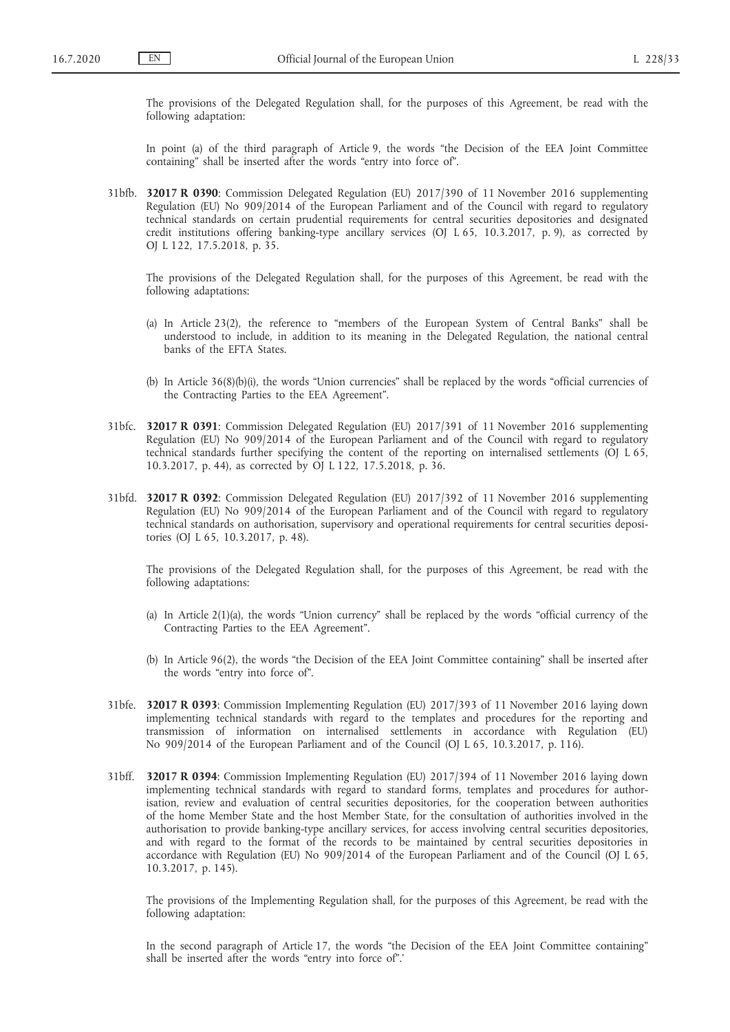The provisions of the Delegated Regulation shall, for the purposes of this Agreement, be read with the following adaptation:

In point (a) of the third paragraph of Article 9, the words "the Decision of the EEA Joint Committee containing" shall be inserted after the words "entry into force of".

31bfb. **32017 R 0390**: Commission Delegated Regulation (EU) 2017/390 of 11 November 2016 supplementing Regulation (EU) No 909/2014 of the European Parliament and of the Council with regard to regulatory technical standards on certain prudential requirements for central securities depositories and designated credit institutions offering banking-type ancillary services (OJ L 65, 10.3.2017, p. 9), as corrected by OJ L 122, 17.5.2018, p. 35.

The provisions of the Delegated Regulation shall, for the purposes of this Agreement, be read with the following adaptations:

(a) In Article 23(2), the reference to "members of the European System of Central Banks" shall be understood to include, in addition to its meaning in the Delegated Regulation, the national central banks of the EFTA States.

(b) In Article 36(8)(b)(i), the words "Union currencies" shall be replaced by the words "official currencies of the Contracting Parties to the EEA Agreement".

31bfc. **32017 R 0391**: Commission Delegated Regulation (EU) 2017/391 of 11 November 2016 supplementing Regulation (EU) No 909/2014 of the European Parliament and of the Council with regard to regulatory technical standards further specifying the content of the reporting on internalised settlements (OJ L 65, 10.3.2017, p. 44), as corrected by OJ L 122, 17.5.2018, p. 36.

31bfd. **32017 R 0392**: Commission Delegated Regulation (EU) 2017/392 of 11 November 2016 supplementing Regulation (EU) No 909/2014 of the European Parliament and of the Council with regard to regulatory technical standards on authorisation, supervisory and operational requirements for central securities depositories (OJ L 65, 10.3.2017, p. 48).

The provisions of the Delegated Regulation shall, for the purposes of this Agreement, be read with the following adaptations:

(a) In Article 2(1)(a), the words "Union currency" shall be replaced by the words "official currency of the Contracting Parties to the EEA Agreement".

(b) In Article 96(2), the words "the Decision of the EEA Joint Committee containing" shall be inserted after the words "entry into force of".

31bfe. **32017 R 0393**: Commission Implementing Regulation (EU) 2017/393 of 11 November 2016 laying down implementing technical standards with regard to the templates and procedures for the reporting and transmission of information on internalised settlements in accordance with Regulation (EU) No 909/2014 of the European Parliament and of the Council (OJ L 65, 10.3.2017, p. 116).

31bff. **32017 R 0394**: Commission Implementing Regulation (EU) 2017/394 of 11 November 2016 laying down implementing technical standards with regard to standard forms, templates and procedures for authorisation, review and evaluation of central securities depositories, for the cooperation between authorities of the home Member State and the host Member State, for the consultation of authorities involved in the authorisation to provide banking-type ancillary services, for access involving central securities depositories, and with regard to the format of the records to be maintained by central securities depositories in accordance with Regulation (EU) No 909/2014 of the European Parliament and of the Council (OJ L 65, 10.3.2017, p. 145).

The provisions of the Implementing Regulation shall, for the purposes of this Agreement, be read with the following adaptation:

In the second paragraph of Article 17, the words "the Decision of the EEA Joint Committee containing" shall be inserted after the words "entry into force of".'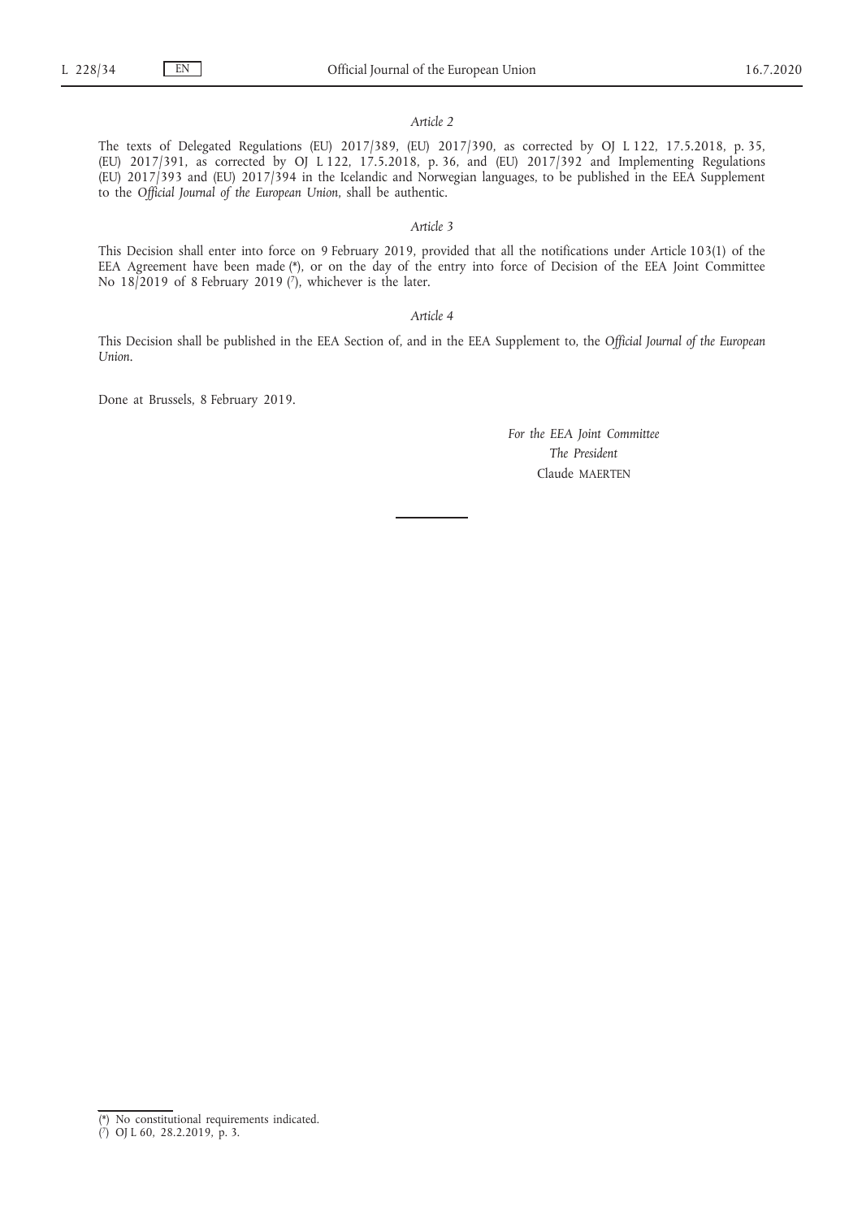*Article 2*

The texts of Delegated Regulations (EU) 2017/389, (EU) 2017/390, as corrected by OJ L 122, 17.5.2018, p. 35, (EU) 2017/391, as corrected by OJ L 122, 17.5.2018, p. 36, and (EU) 2017/392 and Implementing Regulations (EU) 2017/393 and (EU) 2017/394 in the Icelandic and Norwegian languages, to be published in the EEA Supplement to the *Official Journal of the European Union*, shall be authentic.

*Article 3*

This Decision shall enter into force on 9 February 2019, provided that all the notifications under Article 103(1) of the EEA Agreement have been made (*), or on the day of the entry into force of Decision of the EEA Joint Committee No 18/2019 of 8 February 2019 ([7]), whichever is the later.

*Article 4*

This Decision shall be published in the EEA Section of, and in the EEA Supplement to, the *Official Journal of the European Union*.

Done at Brussels, 8 February 2019.

*For the EEA Joint Committee*

*The President*

Claude MAERTEN

---

(*) No constitutional requirements indicated.

([7]) OJ L 60, 28.2.2019, p. 3.